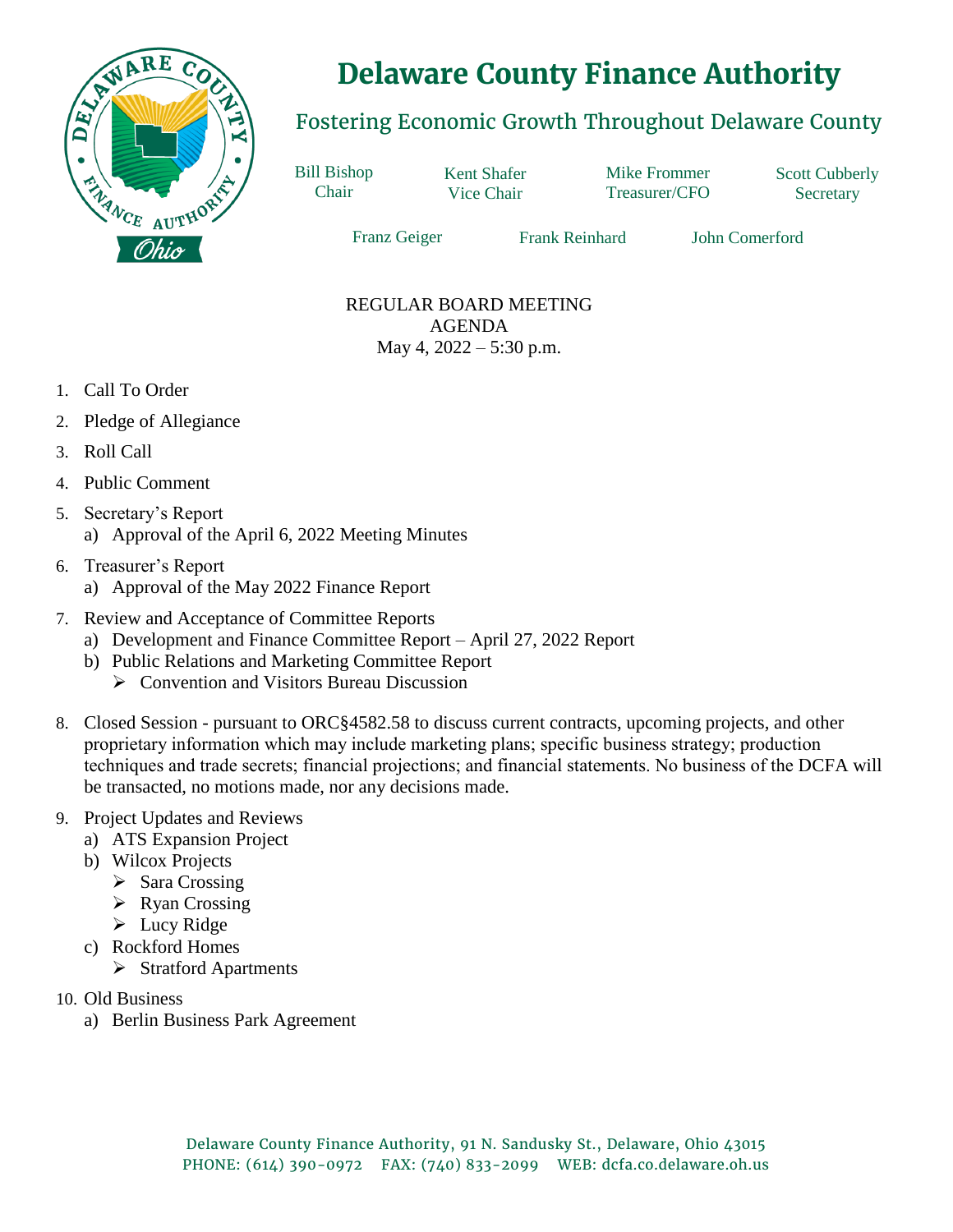# Delaware County Finance Authority

## Fostering Economic Growth Throughout Delaware County

Bill Bishop, Chair
Kent Shafer, Vice Chair
Mike Frommer, Treasurer/CFO
Scott Cubberly, Secretary

Franz Geiger
Frank Reinhard
John Comerford

REGULAR BOARD MEETING
AGENDA
May 4, 2022 – 5:30 p.m.

1. Call To Order
2. Pledge of Allegiance
3. Roll Call
4. Public Comment
5. Secretary's Report
   a) Approval of the April 6, 2022 Meeting Minutes
6. Treasurer's Report
   a) Approval of the May 2022 Finance Report
7. Review and Acceptance of Committee Reports
   a) Development and Finance Committee Report – April 27, 2022 Report
   b) Public Relations and Marketing Committee Report
      - Convention and Visitors Bureau Discussion
8. Closed Session - pursuant to ORC§4582.58 to discuss current contracts, upcoming projects, and other proprietary information which may include marketing plans; specific business strategy; production techniques and trade secrets; financial projections; and financial statements. No business of the DCFA will be transacted, no motions made, nor any decisions made.
9. Project Updates and Reviews
   a) ATS Expansion Project
   b) Wilcox Projects
      - Sara Crossing
      - Ryan Crossing
      - Lucy Ridge
   c) Rockford Homes
      - Stratford Apartments
10. Old Business
    a) Berlin Business Park Agreement

Delaware County Finance Authority, 91 N. Sandusky St., Delaware, Ohio 43015
PHONE: (614) 390-0972 FAX: (740) 833-2099 WEB: dcfa.co.delaware.oh.us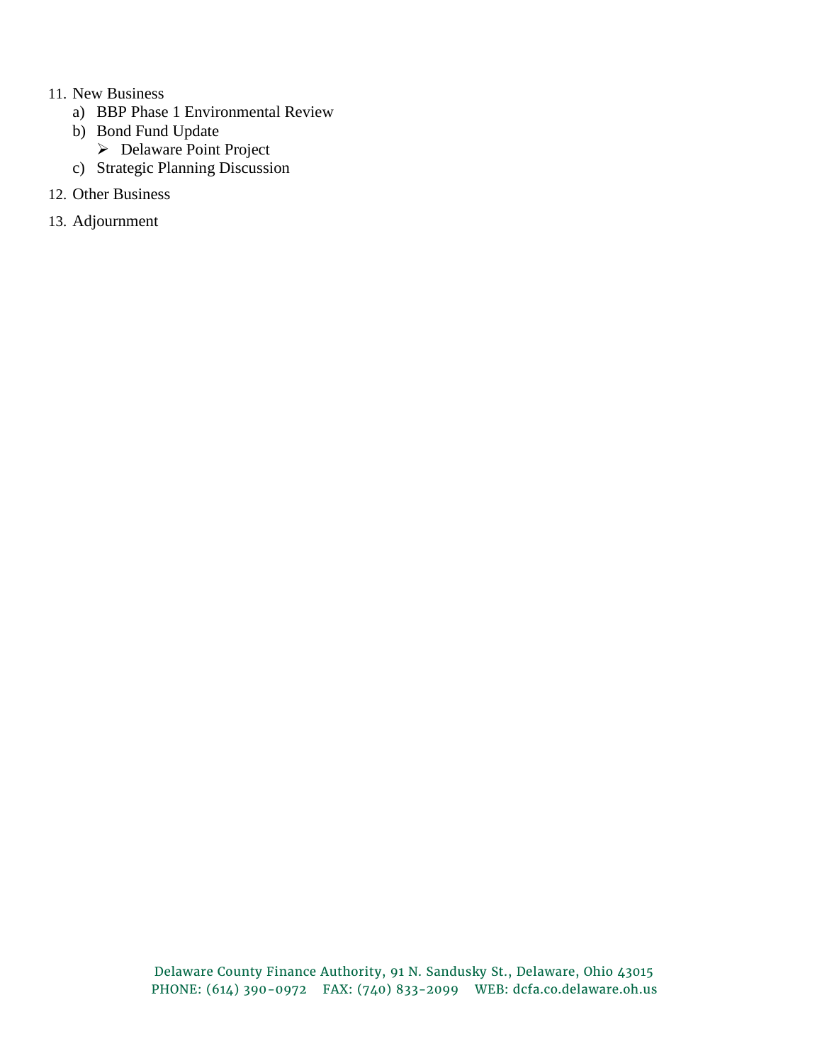11. New Business
    a) BBP Phase 1 Environmental Review
    b) Bond Fund Update
        - Delaware Point Project
    c) Strategic Planning Discussion
12. Other Business
13. Adjournment